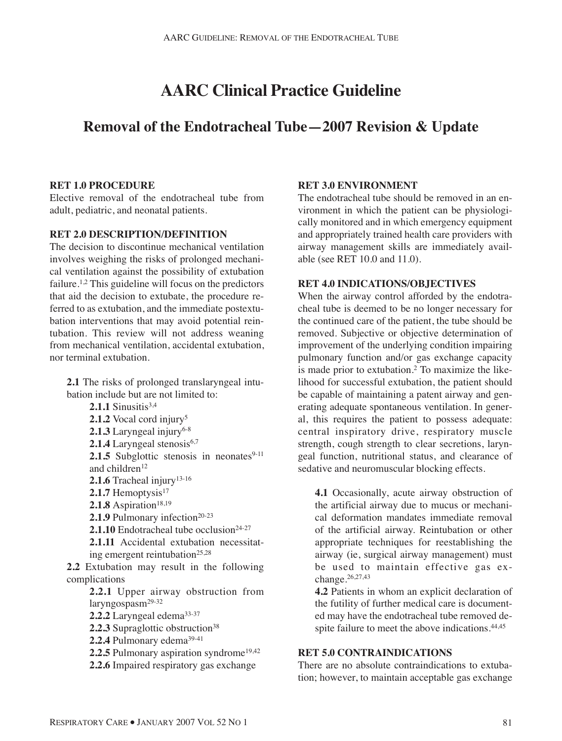# AARC Clinical Practice Guideline

## Removal of the Endotracheal Tube—2007 Revision & Update

**RET 1.0 PROCEDURE**

Elective removal of the endotracheal tube from adult, pediatric, and neonatal patients.

**RET 2.0 DESCRIPTION/DEFINITION**

The decision to discontinue mechanical ventilation involves weighing the risks of prolonged mechanical ventilation against the possibility of extubation failure.[1,2] This guideline will focus on the predictors that aid the decision to extubate, the procedure referred to as extubation, and the immediate postextubation interventions that may avoid potential reintubation. This review will not address weaning from mechanical ventilation, accidental extubation, nor terminal extubation.

**2.1** The risks of prolonged translaryngeal intubation include but are not limited to:

- **2.1.1** Sinusitis[3,4]
- **2.1.2** Vocal cord injury[5]
- **2.1.3** Laryngeal injury[6-8]
- **2.1.4** Laryngeal stenosis[6,7]
- **2.1.5** Subglottic stenosis in neonates[9-11] and children[12]
- **2.1.6** Tracheal injury[13-16]
- **2.1.7** Hemoptysis[17]
- **2.1.8** Aspiration[18,19]
- **2.1.9** Pulmonary infection[20-23]
- **2.1.10** Endotracheal tube occlusion[24-27]
- **2.1.11** Accidental extubation necessitating emergent reintubation[25,28]

**2.2** Extubation may result in the following complications

- **2.2.1** Upper airway obstruction from laryngospasm[29-32]
- **2.2.2** Laryngeal edema[33-37]
- **2.2.3** Supraglottic obstruction[38]
- **2.2.4** Pulmonary edema[39-41]
- **2.2.5** Pulmonary aspiration syndrome[19,42]
- **2.2.6** Impaired respiratory gas exchange

**RET 3.0 ENVIRONMENT**

The endotracheal tube should be removed in an environment in which the patient can be physiologically monitored and in which emergency equipment and appropriately trained health care providers with airway management skills are immediately available (see RET 10.0 and 11.0).

**RET 4.0 INDICATIONS/OBJECTIVES**

When the airway control afforded by the endotracheal tube is deemed to be no longer necessary for the continued care of the patient, the tube should be removed. Subjective or objective determination of improvement of the underlying condition impairing pulmonary function and/or gas exchange capacity is made prior to extubation.[2] To maximize the likelihood for successful extubation, the patient should be capable of maintaining a patent airway and generating adequate spontaneous ventilation. In general, this requires the patient to possess adequate: central inspiratory drive, respiratory muscle strength, cough strength to clear secretions, laryngeal function, nutritional status, and clearance of sedative and neuromuscular blocking effects.

**4.1** Occasionally, acute airway obstruction of the artificial airway due to mucus or mechanical deformation mandates immediate removal of the artificial airway. Reintubation or other appropriate techniques for reestablishing the airway (ie, surgical airway management) must be used to maintain effective gas exchange.[26,27,43]

**4.2** Patients in whom an explicit declaration of the futility of further medical care is documented may have the endotracheal tube removed despite failure to meet the above indications.[44,45]

**RET 5.0 CONTRAINDICATIONS**

There are no absolute contraindications to extubation; however, to maintain acceptable gas exchange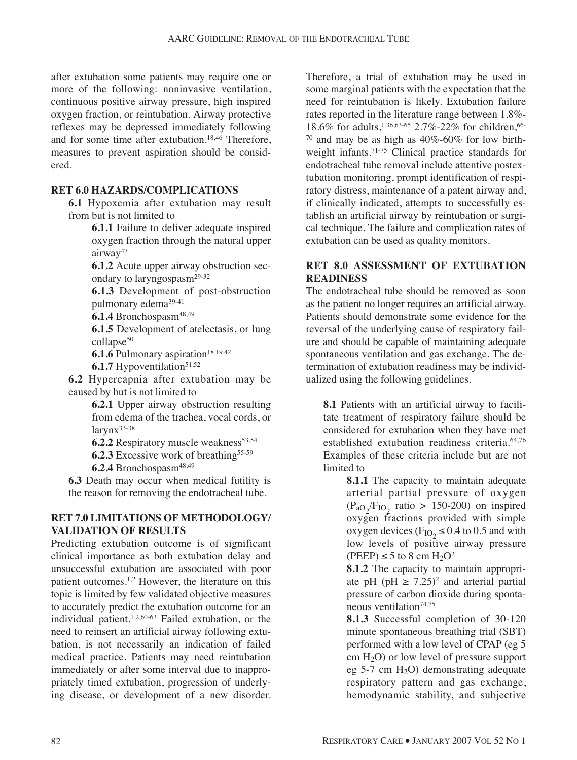after extubation some patients may require one or more of the following: noninvasive ventilation, continuous positive airway pressure, high inspired oxygen fraction, or reintubation. Airway protective reflexes may be depressed immediately following and for some time after extubation.[18,46] Therefore, measures to prevent aspiration should be considered.

## RET 6.0 HAZARDS/COMPLICATIONS

**6.1** Hypoxemia after extubation may result from but is not limited to

- **6.1.1** Failure to deliver adequate inspired oxygen fraction through the natural upper airway[47]
- **6.1.2** Acute upper airway obstruction secondary to laryngospasm[29-32]
- **6.1.3** Development of post-obstruction pulmonary edema[39-41]
- **6.1.4** Bronchospasm[48,49]
- **6.1.5** Development of atelectasis, or lung collapse[50]
- **6.1.6** Pulmonary aspiration[18,19,42]
- **6.1.7** Hypoventilation[51,52]

**6.2** Hypercapnia after extubation may be caused by but is not limited to

- **6.2.1** Upper airway obstruction resulting from edema of the trachea, vocal cords, or larynx[33-38]
- **6.2.2** Respiratory muscle weakness[53,54]
- **6.2.3** Excessive work of breathing[55-59]
- **6.2.4** Bronchospasm[48,49]

**6.3** Death may occur when medical futility is the reason for removing the endotracheal tube.

## RET 7.0 LIMITATIONS OF METHODOLOGY/ VALIDATION OF RESULTS

Predicting extubation outcome is of significant clinical importance as both extubation delay and unsuccessful extubation are associated with poor patient outcomes.[1,2] However, the literature on this topic is limited by few validated objective measures to accurately predict the extubation outcome for an individual patient.[1,2,60-63] Failed extubation, or the need to reinsert an artificial airway following extubation, is not necessarily an indication of failed medical practice. Patients may need reintubation immediately or after some interval due to inappropriately timed extubation, progression of underlying disease, or development of a new disorder. Therefore, a trial of extubation may be used in some marginal patients with the expectation that the need for reintubation is likely. Extubation failure rates reported in the literature range between 1.8%-18.6% for adults,[1,36,63-65] 2.7%-22% for children,[66-70] and may be as high as 40%-60% for low birthweight infants.[71-75] Clinical practice standards for endotracheal tube removal include attentive postextubation monitoring, prompt identification of respiratory distress, maintenance of a patent airway and, if clinically indicated, attempts to successfully establish an artificial airway by reintubation or surgical technique. The failure and complication rates of extubation can be used as quality monitors.

## RET 8.0 ASSESSMENT OF EXTUBATION READINESS

The endotracheal tube should be removed as soon as the patient no longer requires an artificial airway. Patients should demonstrate some evidence for the reversal of the underlying cause of respiratory failure and should be capable of maintaining adequate spontaneous ventilation and gas exchange. The determination of extubation readiness may be individualized using the following guidelines.

**8.1** Patients with an artificial airway to facilitate treatment of respiratory failure should be considered for extubation when they have met established extubation readiness criteria.[64,76] Examples of these criteria include but are not limited to

- **8.1.1** The capacity to maintain adequate arterial partial pressure of oxygen ($P_{aO_2}/F_{IO_2}$ ratio > 150-200) on inspired oxygen fractions provided with simple oxygen devices ($F_{IO_2} \leq 0.4$ to 0.5 and with low levels of positive airway pressure (PEEP) $\leq 5$ to 8 cm $H_2O$[2]
- **8.1.2** The capacity to maintain appropriate pH (pH $\geq$ 7.25)[2] and arterial partial pressure of carbon dioxide during spontaneous ventilation[74,75]
- **8.1.3** Successful completion of 30-120 minute spontaneous breathing trial (SBT) performed with a low level of CPAP (eg 5 cm $H_2O$) or low level of pressure support eg 5-7 cm $H_2O$) demonstrating adequate respiratory pattern and gas exchange, hemodynamic stability, and subjective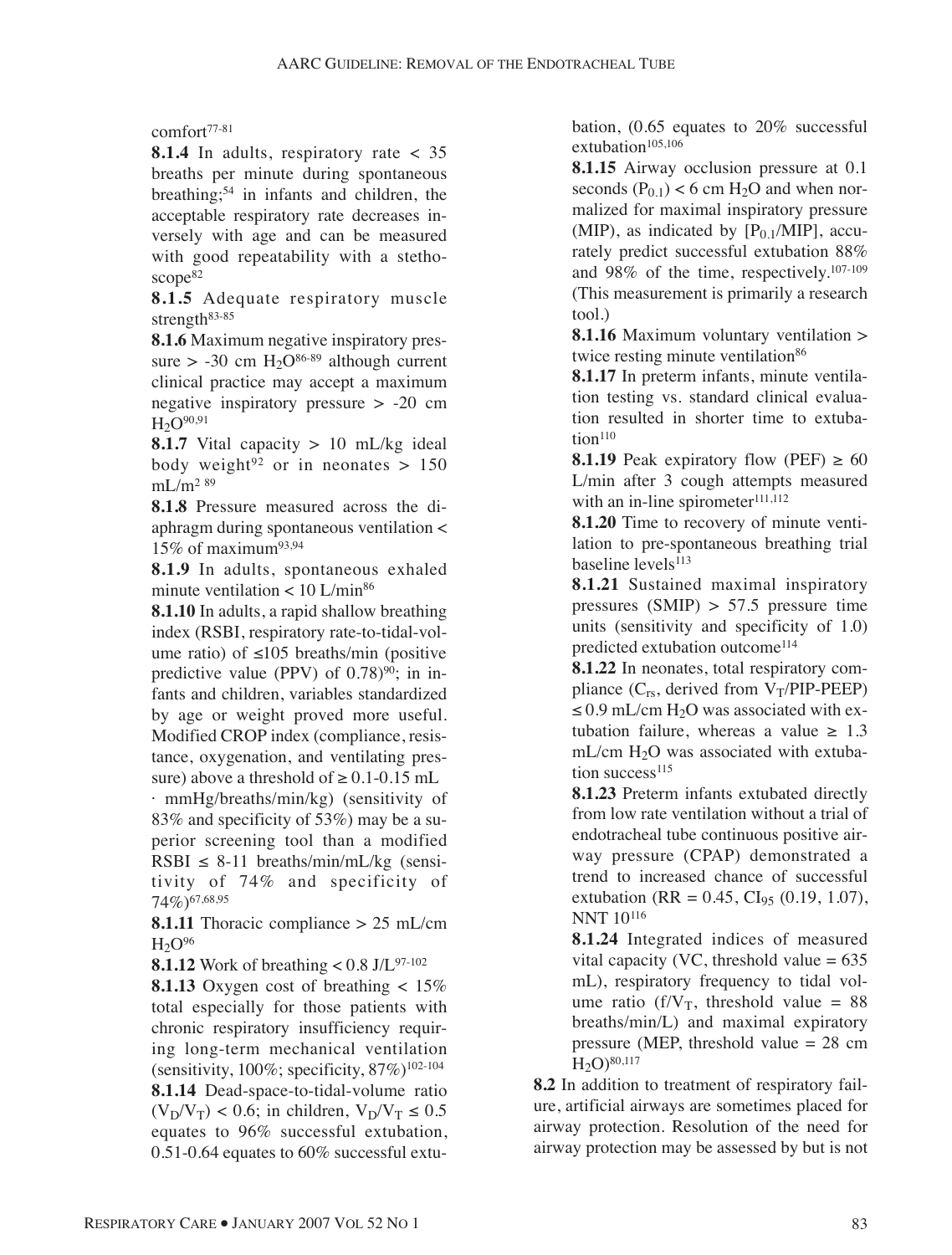comfort[77-81]

**8.1.4** In adults, respiratory rate < 35 breaths per minute during spontaneous breathing;[54] in infants and children, the acceptable respiratory rate decreases inversely with age and can be measured with good repeatability with a stethoscope[82]

**8.1.5** Adequate respiratory muscle strength[83-85]

**8.1.6** Maximum negative inspiratory pressure > -30 cm $H_2O$[86-89] although current clinical practice may accept a maximum negative inspiratory pressure > -20 cm $H_2O$[90,91]

**8.1.7** Vital capacity > 10 mL/kg ideal body weight[92] or in neonates > 150 mL/m$^2$ [89]

**8.1.8** Pressure measured across the diaphragm during spontaneous ventilation < 15% of maximum[93,94]

**8.1.9** In adults, spontaneous exhaled minute ventilation < 10 L/min[86]

**8.1.10** In adults, a rapid shallow breathing index (RSBI, respiratory rate-to-tidal-volume ratio) of ≤105 breaths/min (positive predictive value (PPV) of 0.78)[90]; in infants and children, variables standardized by age or weight proved more useful. Modified CROP index (compliance, resistance, oxygenation, and ventilating pressure) above a threshold of ≥ 0.1-0.15 mL · mmHg/breaths/min/kg) (sensitivity of 83% and specificity of 53%) may be a superior screening tool than a modified RSBI ≤ 8-11 breaths/min/mL/kg (sensitivity of 74% and specificity of 74%)[67,68,95]

**8.1.11** Thoracic compliance > 25 mL/cm $H_2O$[96]

**8.1.12** Work of breathing < 0.8 J/L[97-102]

**8.1.13** Oxygen cost of breathing < 15% total especially for those patients with chronic respiratory insufficiency requiring long-term mechanical ventilation (sensitivity, 100%; specificity, 87%)[102-104]

**8.1.14** Dead-space-to-tidal-volume ratio ($V_D/V_T$) < 0.6; in children, $V_D/V_T \leq 0.5$ equates to 96% successful extubation, 0.51-0.64 equates to 60% successful extubation, (0.65 equates to 20% successful extubation[105,106]

**8.1.15** Airway occlusion pressure at 0.1 seconds ($P_{0.1}$) < 6 cm $H_2O$ and when normalized for maximal inspiratory pressure (MIP), as indicated by [$P_{0.1}$/MIP], accurately predict successful extubation 88% and 98% of the time, respectively.[107-109] (This measurement is primarily a research tool.)

**8.1.16** Maximum voluntary ventilation > twice resting minute ventilation[86]

**8.1.17** In preterm infants, minute ventilation testing vs. standard clinical evaluation resulted in shorter time to extubation[110]

**8.1.19** Peak expiratory flow (PEF) ≥ 60 L/min after 3 cough attempts measured with an in-line spirometer[111,112]

**8.1.20** Time to recovery of minute ventilation to pre-spontaneous breathing trial baseline levels[113]

**8.1.21** Sustained maximal inspiratory pressures (SMIP) > 57.5 pressure time units (sensitivity and specificity of 1.0) predicted extubation outcome[114]

**8.1.22** In neonates, total respiratory compliance ($C_{rs}$, derived from $V_T$/PIP-PEEP) ≤ 0.9 mL/cm $H_2O$ was associated with extubation failure, whereas a value ≥ 1.3 mL/cm $H_2O$ was associated with extubation success[115]

**8.1.23** Preterm infants extubated directly from low rate ventilation without a trial of endotracheal tube continuous positive airway pressure (CPAP) demonstrated a trend to increased chance of successful extubation (RR = 0.45, $CI_{95}$ (0.19, 1.07), NNT 10[116]

**8.1.24** Integrated indices of measured vital capacity (VC, threshold value = 635 mL), respiratory frequency to tidal volume ratio ($f/V_T$, threshold value = 88 breaths/min/L) and maximal expiratory pressure (MEP, threshold value = 28 cm $H_2O$)[80,117]

**8.2** In addition to treatment of respiratory failure, artificial airways are sometimes placed for airway protection. Resolution of the need for airway protection may be assessed by but is not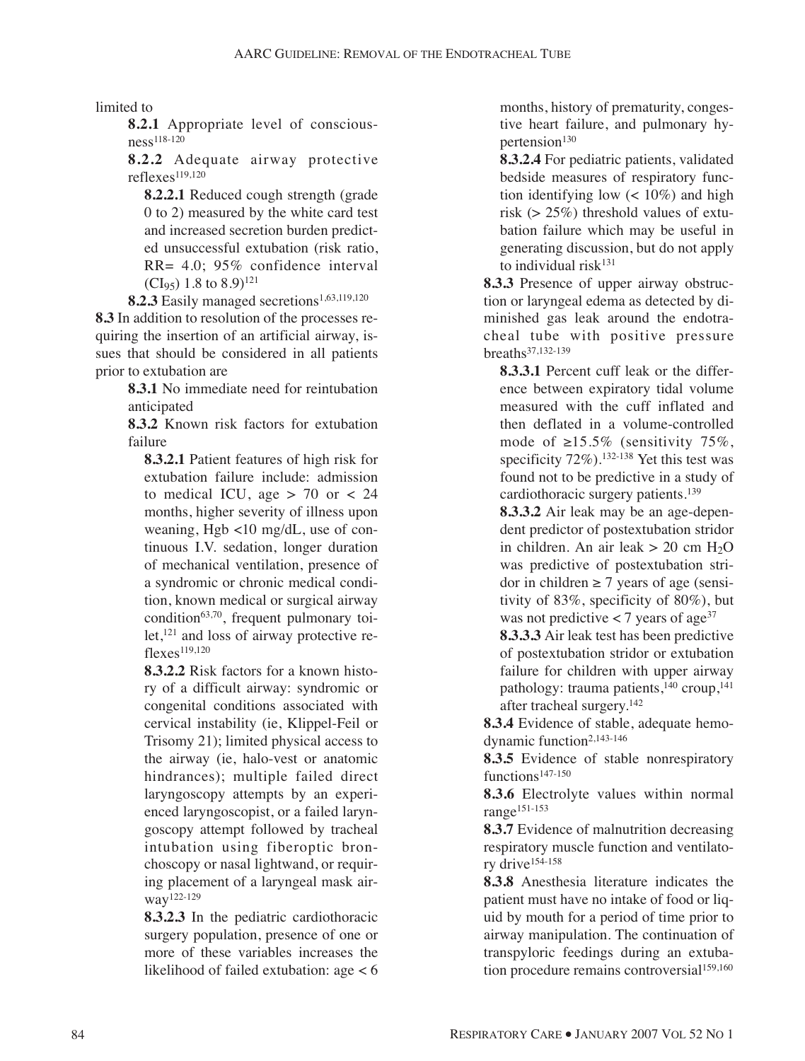limited to

**8.2.1** Appropriate level of consciousness[118-120]

**8.2.2** Adequate airway protective reflexes[119,120]

**8.2.2.1** Reduced cough strength (grade 0 to 2) measured by the white card test and increased secretion burden predicted unsuccessful extubation (risk ratio, RR= 4.0; 95% confidence interval ($CI_{95}$) 1.8 to 8.9)[121]

**8.2.3** Easily managed secretions[1,63,119,120]

**8.3** In addition to resolution of the processes requiring the insertion of an artificial airway, issues that should be considered in all patients prior to extubation are

**8.3.1** No immediate need for reintubation anticipated

**8.3.2** Known risk factors for extubation failure

**8.3.2.1** Patient features of high risk for extubation failure include: admission to medical ICU, age > 70 or < 24 months, higher severity of illness upon weaning, Hgb <10 mg/dL, use of continuous I.V. sedation, longer duration of mechanical ventilation, presence of a syndromic or chronic medical condition, known medical or surgical airway condition[63,70], frequent pulmonary toilet,[121] and loss of airway protective reflexes[119,120]

**8.3.2.2** Risk factors for a known history of a difficult airway: syndromic or congenital conditions associated with cervical instability (ie, Klippel-Feil or Trisomy 21); limited physical access to the airway (ie, halo-vest or anatomic hindrances); multiple failed direct laryngoscopy attempts by an experienced laryngoscopist, or a failed laryngoscopy attempt followed by tracheal intubation using fiberoptic bronchoscopy or nasal lightwand, or requiring placement of a laryngeal mask airway[122-129]

**8.3.2.3** In the pediatric cardiothoracic surgery population, presence of one or more of these variables increases the likelihood of failed extubation: age < 6 months, history of prematurity, congestive heart failure, and pulmonary hypertension[130]

**8.3.2.4** For pediatric patients, validated bedside measures of respiratory function identifying low (< 10%) and high risk (> 25%) threshold values of extubation failure which may be useful in generating discussion, but do not apply to individual risk[131]

**8.3.3** Presence of upper airway obstruction or laryngeal edema as detected by diminished gas leak around the endotracheal tube with positive pressure breaths[37,132-139]

**8.3.3.1** Percent cuff leak or the difference between expiratory tidal volume measured with the cuff inflated and then deflated in a volume-controlled mode of ≥15.5% (sensitivity 75%, specificity 72%).[132-138] Yet this test was found not to be predictive in a study of cardiothoracic surgery patients.[139]

**8.3.3.2** Air leak may be an age-dependent predictor of postextubation stridor in children. An air leak > 20 cm $H_2O$ was predictive of postextubation stridor in children ≥ 7 years of age (sensitivity of 83%, specificity of 80%), but was not predictive < 7 years of age[37]

**8.3.3.3** Air leak test has been predictive of postextubation stridor or extubation failure for children with upper airway pathology: trauma patients,[140] croup,[141] after tracheal surgery.[142]

**8.3.4** Evidence of stable, adequate hemodynamic function[2,143-146]

**8.3.5** Evidence of stable nonrespiratory functions[147-150]

**8.3.6** Electrolyte values within normal range[151-153]

**8.3.7** Evidence of malnutrition decreasing respiratory muscle function and ventilatory drive[154-158]

**8.3.8** Anesthesia literature indicates the patient must have no intake of food or liquid by mouth for a period of time prior to airway manipulation. The continuation of transpyloric feedings during an extubation procedure remains controversial[159,160]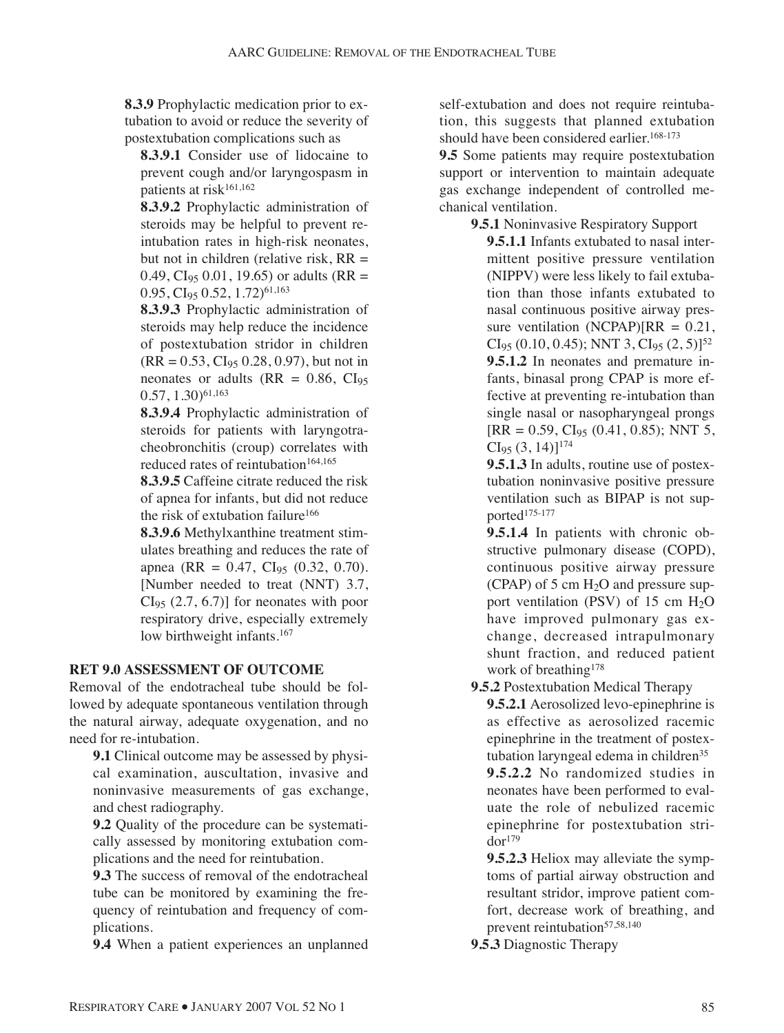**8.3.9** Prophylactic medication prior to extubation to avoid or reduce the severity of postextubation complications such as

**8.3.9.1** Consider use of lidocaine to prevent cough and/or laryngospasm in patients at risk[161,162]

**8.3.9.2** Prophylactic administration of steroids may be helpful to prevent reintubation rates in high-risk neonates, but not in children (relative risk, RR = 0.49, $CI_{95}$ 0.01, 19.65) or adults (RR = 0.95, $CI_{95}$ 0.52, 1.72)[61,163]

**8.3.9.3** Prophylactic administration of steroids may help reduce the incidence of postextubation stridor in children (RR = 0.53, $CI_{95}$ 0.28, 0.97), but not in neonates or adults (RR = 0.86, $CI_{95}$ 0.57, 1.30)[61,163]

**8.3.9.4** Prophylactic administration of steroids for patients with laryngotracheobronchitis (croup) correlates with reduced rates of reintubation[164,165]

**8.3.9.5** Caffeine citrate reduced the risk of apnea for infants, but did not reduce the risk of extubation failure[166]

**8.3.9.6** Methylxanthine treatment stimulates breathing and reduces the rate of apnea (RR = 0.47, $CI_{95}$ (0.32, 0.70). [Number needed to treat (NNT) 3.7, $CI_{95}$ (2.7, 6.7)] for neonates with poor respiratory drive, especially extremely low birthweight infants.[167]

**RET 9.0 ASSESSMENT OF OUTCOME**

Removal of the endotracheal tube should be followed by adequate spontaneous ventilation through the natural airway, adequate oxygenation, and no need for re-intubation.

**9.1** Clinical outcome may be assessed by physical examination, auscultation, invasive and noninvasive measurements of gas exchange, and chest radiography.

**9.2** Quality of the procedure can be systematically assessed by monitoring extubation complications and the need for reintubation.

**9.3** The success of removal of the endotracheal tube can be monitored by examining the frequency of reintubation and frequency of complications.

**9.4** When a patient experiences an unplanned self-extubation and does not require reintubation, this suggests that planned extubation should have been considered earlier.[168-173]

**9.5** Some patients may require postextubation support or intervention to maintain adequate gas exchange independent of controlled mechanical ventilation.

**9.5.1** Noninvasive Respiratory Support

**9.5.1.1** Infants extubated to nasal intermittent positive pressure ventilation (NIPPV) were less likely to fail extubation than those infants extubated to nasal continuous positive airway pressure ventilation (NCPAP)[RR = 0.21, $CI_{95}$ (0.10, 0.45); NNT 3, $CI_{95}$ (2, 5)][52]

**9.5.1.2** In neonates and premature infants, binasal prong CPAP is more effective at preventing re-intubation than single nasal or nasopharyngeal prongs [RR = 0.59, $CI_{95}$ (0.41, 0.85); NNT 5, $CI_{95}$ (3, 14)][174]

**9.5.1.3** In adults, routine use of postextubation noninvasive positive pressure ventilation such as BIPAP is not supported[175-177]

**9.5.1.4** In patients with chronic obstructive pulmonary disease (COPD), continuous positive airway pressure (CPAP) of 5 cm $H_2O$ and pressure support ventilation (PSV) of 15 cm $H_2O$ have improved pulmonary gas exchange, decreased intrapulmonary shunt fraction, and reduced patient work of breathing[178]

**9.5.2** Postextubation Medical Therapy

**9.5.2.1** Aerosolized levo-epinephrine is as effective as aerosolized racemic epinephrine in the treatment of postextubation laryngeal edema in children[35]

**9.5.2.2** No randomized studies in neonates have been performed to evaluate the role of nebulized racemic epinephrine for postextubation stridor[179]

**9.5.2.3** Heliox may alleviate the symptoms of partial airway obstruction and resultant stridor, improve patient comfort, decrease work of breathing, and prevent reintubation[57,58,140]

**9.5.3** Diagnostic Therapy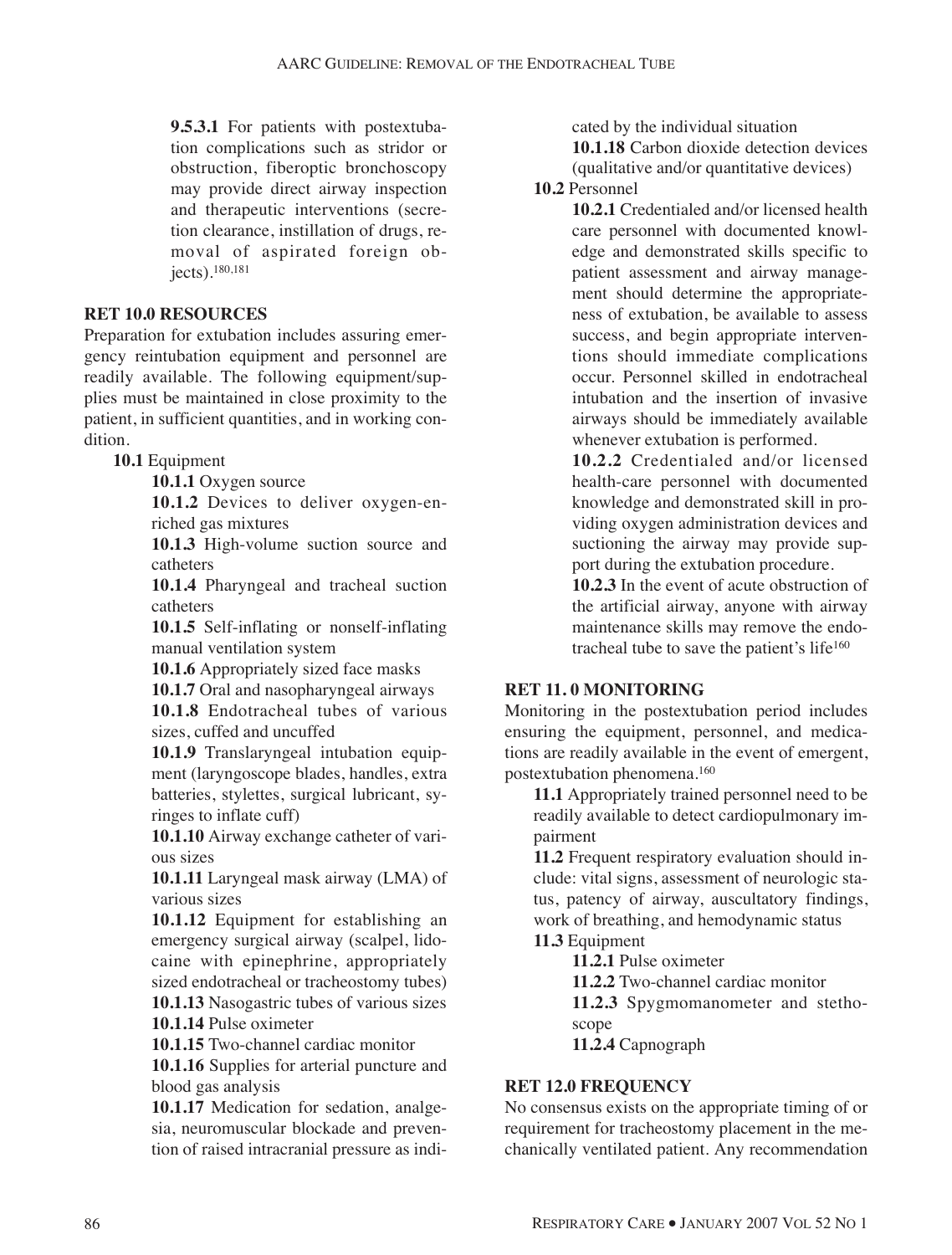**9.5.3.1** For patients with postextubation complications such as stridor or obstruction, fiberoptic bronchoscopy may provide direct airway inspection and therapeutic interventions (secretion clearance, instillation of drugs, removal of aspirated foreign objects).[180,181]

## RET 10.0 RESOURCES

Preparation for extubation includes assuring emergency reintubation equipment and personnel are readily available. The following equipment/supplies must be maintained in close proximity to the patient, in sufficient quantities, and in working condition.

**10.1** Equipment

**10.1.1** Oxygen source

**10.1.2** Devices to deliver oxygen-enriched gas mixtures

**10.1.3** High-volume suction source and catheters

**10.1.4** Pharyngeal and tracheal suction catheters

**10.1.5** Self-inflating or nonself-inflating manual ventilation system

**10.1.6** Appropriately sized face masks

**10.1.7** Oral and nasopharyngeal airways

**10.1.8** Endotracheal tubes of various sizes, cuffed and uncuffed

**10.1.9** Translaryngeal intubation equipment (laryngoscope blades, handles, extra batteries, stylettes, surgical lubricant, syringes to inflate cuff)

**10.1.10** Airway exchange catheter of various sizes

**10.1.11** Laryngeal mask airway (LMA) of various sizes

**10.1.12** Equipment for establishing an emergency surgical airway (scalpel, lidocaine with epinephrine, appropriately sized endotracheal or tracheostomy tubes)

**10.1.13** Nasogastric tubes of various sizes

**10.1.14** Pulse oximeter

**10.1.15** Two-channel cardiac monitor

**10.1.16** Supplies for arterial puncture and blood gas analysis

**10.1.17** Medication for sedation, analgesia, neuromuscular blockade and prevention of raised intracranial pressure as indicated by the individual situation

**10.1.18** Carbon dioxide detection devices (qualitative and/or quantitative devices)

**10.2** Personnel

**10.2.1** Credentialed and/or licensed health care personnel with documented knowledge and demonstrated skills specific to patient assessment and airway management should determine the appropriateness of extubation, be available to assess success, and begin appropriate interventions should immediate complications occur. Personnel skilled in endotracheal intubation and the insertion of invasive airways should be immediately available whenever extubation is performed.

**10.2.2** Credentialed and/or licensed health-care personnel with documented knowledge and demonstrated skill in providing oxygen administration devices and suctioning the airway may provide support during the extubation procedure.

**10.2.3** In the event of acute obstruction of the artificial airway, anyone with airway maintenance skills may remove the endotracheal tube to save the patient's life[160]

## RET 11. 0 MONITORING

Monitoring in the postextubation period includes ensuring the equipment, personnel, and medications are readily available in the event of emergent, postextubation phenomena.[160]

**11.1** Appropriately trained personnel need to be readily available to detect cardiopulmonary impairment

**11.2** Frequent respiratory evaluation should include: vital signs, assessment of neurologic status, patency of airway, auscultatory findings, work of breathing, and hemodynamic status

**11.3** Equipment

**11.2.1** Pulse oximeter

**11.2.2** Two-channel cardiac monitor

**11.2.3** Spygmomanometer and stethoscope

**11.2.4** Capnograph

## RET 12.0 FREQUENCY

No consensus exists on the appropriate timing of or requirement for tracheostomy placement in the mechanically ventilated patient. Any recommendation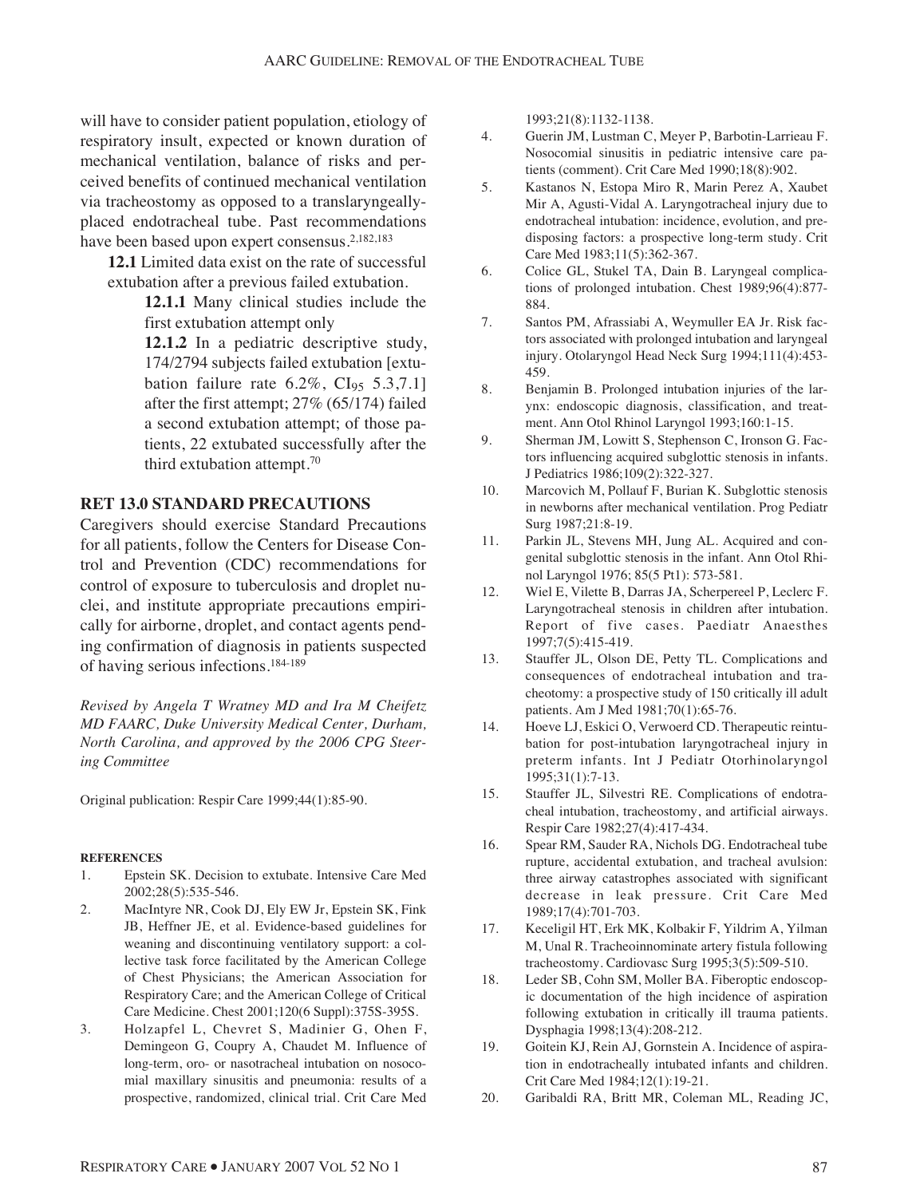will have to consider patient population, etiology of respiratory insult, expected or known duration of mechanical ventilation, balance of risks and perceived benefits of continued mechanical ventilation via tracheostomy as opposed to a translaryngeally-placed endotracheal tube. Past recommendations have been based upon expert consensus.[2,182,183]

**12.1** Limited data exist on the rate of successful extubation after a previous failed extubation.

**12.1.1** Many clinical studies include the first extubation attempt only

**12.1.2** In a pediatric descriptive study, 174/2794 subjects failed extubation [extubation failure rate 6.2%, $CI_{95}$ 5.3,7.1] after the first attempt; 27% (65/174) failed a second extubation attempt; of those patients, 22 extubated successfully after the third extubation attempt.[70]

## RET 13.0 STANDARD PRECAUTIONS

Caregivers should exercise Standard Precautions for all patients, follow the Centers for Disease Control and Prevention (CDC) recommendations for control of exposure to tuberculosis and droplet nuclei, and institute appropriate precautions empirically for airborne, droplet, and contact agents pending confirmation of diagnosis in patients suspected of having serious infections.[184-189]

*Revised by Angela T Wratney MD and Ira M Cheifetz MD FAARC, Duke University Medical Center, Durham, North Carolina, and approved by the 2006 CPG Steering Committee*

Original publication: Respir Care 1999;44(1):85-90.

**REFERENCES**

1. Epstein SK. Decision to extubate. Intensive Care Med 2002;28(5):535-546.
2. MacIntyre NR, Cook DJ, Ely EW Jr, Epstein SK, Fink JB, Heffner JE, et al. Evidence-based guidelines for weaning and discontinuing ventilatory support: a collective task force facilitated by the American College of Chest Physicians; the American Association for Respiratory Care; and the American College of Critical Care Medicine. Chest 2001;120(6 Suppl):375S-395S.
3. Holzapfel L, Chevret S, Madinier G, Ohen F, Demingeon G, Coupry A, Chaudet M. Influence of long-term, oro- or nasotracheal intubation on nosocomial maxillary sinusitis and pneumonia: results of a prospective, randomized, clinical trial. Crit Care Med 1993;21(8):1132-1138.
4. Guerin JM, Lustman C, Meyer P, Barbotin-Larrieau F. Nosocomial sinusitis in pediatric intensive care patients (comment). Crit Care Med 1990;18(8):902.
5. Kastanos N, Estopa Miro R, Marin Perez A, Xaubet Mir A, Agusti-Vidal A. Laryngotracheal injury due to endotracheal intubation: incidence, evolution, and predisposing factors: a prospective long-term study. Crit Care Med 1983;11(5):362-367.
6. Colice GL, Stukel TA, Dain B. Laryngeal complications of prolonged intubation. Chest 1989;96(4):877-884.
7. Santos PM, Afrassiabi A, Weymuller EA Jr. Risk factors associated with prolonged intubation and laryngeal injury. Otolaryngol Head Neck Surg 1994;111(4):453-459.
8. Benjamin B. Prolonged intubation injuries of the larynx: endoscopic diagnosis, classification, and treatment. Ann Otol Rhinol Laryngol 1993;160:1-15.
9. Sherman JM, Lowitt S, Stephenson C, Ironson G. Factors influencing acquired subglottic stenosis in infants. J Pediatrics 1986;109(2):322-327.
10. Marcovich M, Pollauf F, Burian K. Subglottic stenosis in newborns after mechanical ventilation. Prog Pediatr Surg 1987;21:8-19.
11. Parkin JL, Stevens MH, Jung AL. Acquired and congenital subglottic stenosis in the infant. Ann Otol Rhinol Laryngol 1976; 85(5 Pt1): 573-581.
12. Wiel E, Vilette B, Darras JA, Scherpereel P, Leclerc F. Laryngotracheal stenosis in children after intubation. Report of five cases. Paediatr Anaesthes 1997;7(5):415-419.
13. Stauffer JL, Olson DE, Petty TL. Complications and consequences of endotracheal intubation and tracheotomy: a prospective study of 150 critically ill adult patients. Am J Med 1981;70(1):65-76.
14. Hoeve LJ, Eskici O, Verwoerd CD. Therapeutic reintubation for post-intubation laryngotracheal injury in preterm infants. Int J Pediatr Otorhinolaryngol 1995;31(1):7-13.
15. Stauffer JL, Silvestri RE. Complications of endotracheal intubation, tracheostomy, and artificial airways. Respir Care 1982;27(4):417-434.
16. Spear RM, Sauder RA, Nichols DG. Endotracheal tube rupture, accidental extubation, and tracheal avulsion: three airway catastrophes associated with significant decrease in leak pressure. Crit Care Med 1989;17(4):701-703.
17. Keceligil HT, Erk MK, Kolbakir F, Yildrim A, Yilman M, Unal R. Tracheoinnominate artery fistula following tracheostomy. Cardiovasc Surg 1995;3(5):509-510.
18. Leder SB, Cohn SM, Moller BA. Fiberoptic endoscopic documentation of the high incidence of aspiration following extubation in critically ill trauma patients. Dysphagia 1998;13(4):208-212.
19. Goitein KJ, Rein AJ, Gornstein A. Incidence of aspiration in endotracheally intubated infants and children. Crit Care Med 1984;12(1):19-21.
20. Garibaldi RA, Britt MR, Coleman ML, Reading JC,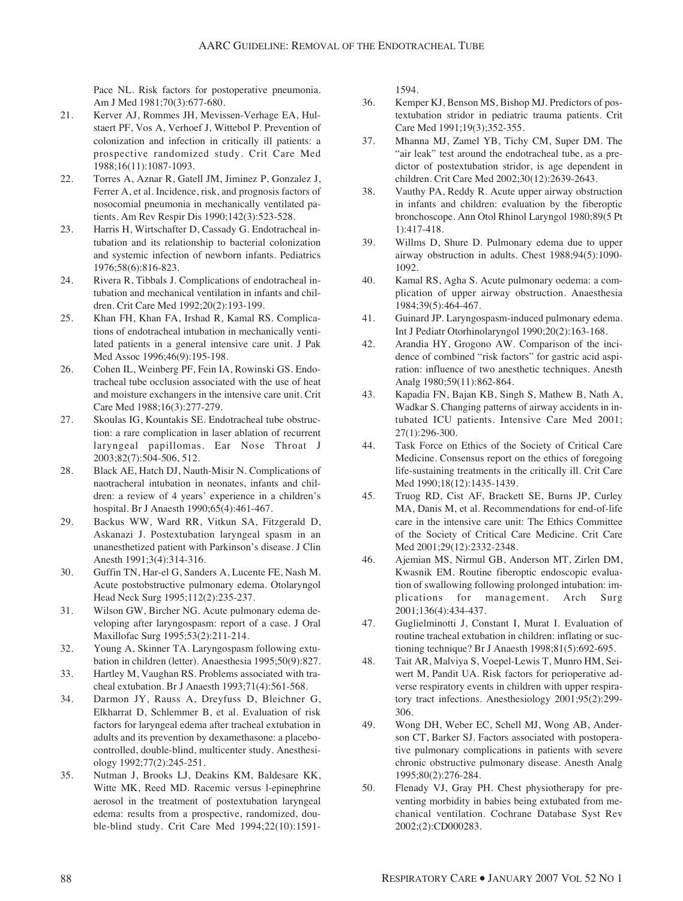Pace NL. Risk factors for postoperative pneumonia. Am J Med 1981;70(3):677-680.

21. Kerver AJ, Rommes JH, Mevissen-Verhage EA, Hulstaert PF, Vos A, Verhoef J, Wittebol P. Prevention of colonization and infection in critically ill patients: a prospective randomized study. Crit Care Med 1988;16(11):1087-1093.
22. Torres A, Aznar R, Gatell JM, Jiminez P, Gonzalez J, Ferrer A, et al. Incidence, risk, and prognosis factors of nosocomial pneumonia in mechanically ventilated patients. Am Rev Respir Dis 1990;142(3):523-528.
23. Harris H, Wirtschafter D, Cassady G. Endotracheal intubation and its relationship to bacterial colonization and systemic infection of newborn infants. Pediatrics 1976;58(6):816-823.
24. Rivera R, Tibbals J. Complications of endotracheal intubation and mechanical ventilation in infants and children. Crit Care Med 1992;20(2):193-199.
25. Khan FH, Khan FA, Irshad R, Kamal RS. Complications of endotracheal intubation in mechanically ventilated patients in a general intensive care unit. J Pak Med Assoc 1996;46(9):195-198.
26. Cohen IL, Weinberg PF, Fein IA, Rowinski GS. Endotracheal tube occlusion associated with the use of heat and moisture exchangers in the intensive care unit. Crit Care Med 1988;16(3):277-279.
27. Skoulas IG, Kountakis SE. Endotracheal tube obstruction: a rare complication in laser ablation of recurrent laryngeal papillomas. Ear Nose Throat J 2003;82(7):504-506, 512.
28. Black AE, Hatch DJ, Nauth-Misir N. Complications of naotracheral intubation in neonates, infants and children: a review of 4 years' experience in a children's hospital. Br J Anaesth 1990;65(4):461-467.
29. Backus WW, Ward RR, Vitkun SA, Fitzgerald D, Askanazi J. Postextubation laryngeal spasm in an unanesthetized patient with Parkinson's disease. J Clin Anesth 1991;3(4):314-316.
30. Guffin TN, Har-el G, Sanders A, Lucente FE, Nash M. Acute postobstructive pulmonary edema. Otolaryngol Head Neck Surg 1995;112(2):235-237.
31. Wilson GW, Bircher NG. Acute pulmonary edema developing after laryngospasm: report of a case. J Oral Maxillofac Surg 1995;53(2):211-214.
32. Young A, Skinner TA. Laryngospasm following extubation in children (letter). Anaesthesia 1995;50(9):827.
33. Hartley M, Vaughan RS. Problems associated with tracheal extubation. Br J Anaesth 1993;71(4):561-568.
34. Darmon JY, Rauss A, Dreyfuss D, Bleichner G, Elkharrat D, Schlemmer B, et al. Evaluation of risk factors for laryngeal edema after tracheal extubation in adults and its prevention by dexamethasone: a placebo-controlled, double-blind, multicenter study. Anesthesiology 1992;77(2):245-251.
35. Nutman J, Brooks LJ, Deakins KM, Baldesare KK, Witte MK, Reed MD. Racemic versus l-epinephrine aerosol in the treatment of postextubation laryngeal edema: results from a prospective, randomized, double-blind study. Crit Care Med 1994;22(10):1591-1594.
36. Kemper KJ, Benson MS, Bishop MJ. Predictors of postextubation stridor in pediatric trauma patients. Crit Care Med 1991;19(3);352-355.
37. Mhanna MJ, Zamel YB, Tichy CM, Super DM. The "air leak" test around the endotracheal tube, as a predictor of postextubation stridor, is age dependent in children. Crit Care Med 2002;30(12):2639-2643.
38. Vauthy PA, Reddy R. Acute upper airway obstruction in infants and children: evaluation by the fiberoptic bronchoscope. Ann Otol Rhinol Laryngol 1980;89(5 Pt 1):417-418.
39. Willms D, Shure D. Pulmonary edema due to upper airway obstruction in adults. Chest 1988;94(5):1090-1092.
40. Kamal RS, Agha S. Acute pulmonary oedema: a complication of upper airway obstruction. Anaesthesia 1984;39(5):464-467.
41. Guinard JP. Laryngospasm-induced pulmonary edema. Int J Pediatr Otorhinolaryngol 1990;20(2):163-168.
42. Arandia HY, Grogono AW. Comparison of the incidence of combined "risk factors" for gastric acid aspiration: influence of two anesthetic techniques. Anesth Analg 1980;59(11):862-864.
43. Kapadia FN, Bajan KB, Singh S, Mathew B, Nath A, Wadkar S. Changing patterns of airway accidents in intubated ICU patients. Intensive Care Med 2001; 27(1):296-300.
44. Task Force on Ethics of the Society of Critical Care Medicine. Consensus report on the ethics of foregoing life-sustaining treatments in the critically ill. Crit Care Med 1990;18(12):1435-1439.
45. Truog RD, Cist AF, Brackett SE, Burns JP, Curley MA, Danis M, et al. Recommendations for end-of-life care in the intensive care unit: The Ethics Committee of the Society of Critical Care Medicine. Crit Care Med 2001;29(12):2332-2348.
46. Ajemian MS, Nirmul GB, Anderson MT, Zirlen DM, Kwasnik EM. Routine fiberoptic endoscopic evaluation of swallowing following prolonged intubation: implications for management. Arch Surg 2001;136(4):434-437.
47. Guglielminotti J, Constant I, Murat I. Evaluation of routine tracheal extubation in children: inflating or suctioning technique? Br J Anaesth 1998;81(5):692-695.
48. Tait AR, Malviya S, Voepel-Lewis T, Munro HM, Seiwert M, Pandit UA. Risk factors for perioperative adverse respiratory events in children with upper respiratory tract infections. Anesthesiology 2001;95(2):299-306.
49. Wong DH, Weber EC, Schell MJ, Wong AB, Anderson CT, Barker SJ. Factors associated with postoperative pulmonary complications in patients with severe chronic obstructive pulmonary disease. Anesth Analg 1995;80(2):276-284.
50. Flenady VJ, Gray PH. Chest physiotherapy for preventing morbidity in babies being extubated from mechanical ventilation. Cochrane Database Syst Rev 2002;(2):CD000283.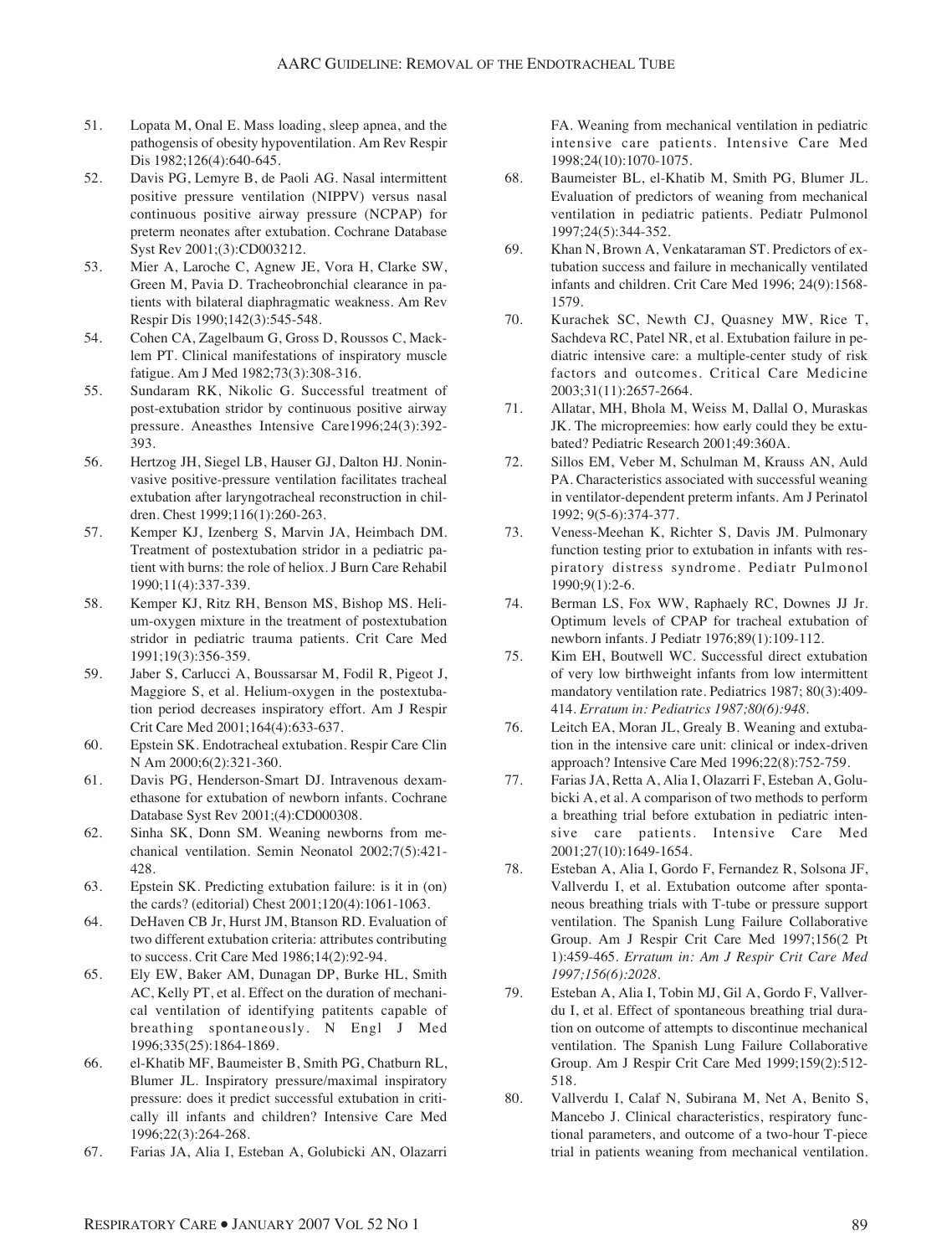51. Lopata M, Onal E. Mass loading, sleep apnea, and the pathogensis of obesity hypoventilation. Am Rev Respir Dis 1982;126(4):640-645.
52. Davis PG, Lemyre B, de Paoli AG. Nasal intermittent positive pressure ventilation (NIPPV) versus nasal continuous positive airway pressure (NCPAP) for preterm neonates after extubation. Cochrane Database Syst Rev 2001;(3):CD003212.
53. Mier A, Laroche C, Agnew JE, Vora H, Clarke SW, Green M, Pavia D. Tracheobronchial clearance in patients with bilateral diaphragmatic weakness. Am Rev Respir Dis 1990;142(3):545-548.
54. Cohen CA, Zagelbaum G, Gross D, Roussos C, Macklem PT. Clinical manifestations of inspiratory muscle fatigue. Am J Med 1982;73(3):308-316.
55. Sundaram RK, Nikolic G. Successful treatment of post-extubation stridor by continuous positive airway pressure. Aneasthes Intensive Care1996;24(3):392-393.
56. Hertzog JH, Siegel LB, Hauser GJ, Dalton HJ. Noninvasive positive-pressure ventilation facilitates tracheal extubation after laryngotracheal reconstruction in children. Chest 1999;116(1):260-263.
57. Kemper KJ, Izenberg S, Marvin JA, Heimbach DM. Treatment of postextubation stridor in a pediatric patient with burns: the role of heliox. J Burn Care Rehabil 1990;11(4):337-339.
58. Kemper KJ, Ritz RH, Benson MS, Bishop MS. Helium-oxygen mixture in the treatment of postextubation stridor in pediatric trauma patients. Crit Care Med 1991;19(3):356-359.
59. Jaber S, Carlucci A, Boussarsar M, Fodil R, Pigeot J, Maggiore S, et al. Helium-oxygen in the postextubation period decreases inspiratory effort. Am J Respir Crit Care Med 2001;164(4):633-637.
60. Epstein SK. Endotracheal extubation. Respir Care Clin N Am 2000;6(2):321-360.
61. Davis PG, Henderson-Smart DJ. Intravenous dexamethasone for extubation of newborn infants. Cochrane Database Syst Rev 2001;(4):CD000308.
62. Sinha SK, Donn SM. Weaning newborns from mechanical ventilation. Semin Neonatol 2002;7(5):421-428.
63. Epstein SK. Predicting extubation failure: is it in (on) the cards? (editorial) Chest 2001;120(4):1061-1063.
64. DeHaven CB Jr, Hurst JM, Btanson RD. Evaluation of two different extubation criteria: attributes contributing to success. Crit Care Med 1986;14(2):92-94.
65. Ely EW, Baker AM, Dunagan DP, Burke HL, Smith AC, Kelly PT, et al. Effect on the duration of mechanical ventilation of identifying patitents capable of breathing spontaneously. N Engl J Med 1996;335(25):1864-1869.
66. el-Khatib MF, Baumeister B, Smith PG, Chatburn RL, Blumer JL. Inspiratory pressure/maximal inspiratory pressure: does it predict successful extubation in critically ill infants and children? Intensive Care Med 1996;22(3):264-268.
67. Farias JA, Alia I, Esteban A, Golubicki AN, Olazarri FA. Weaning from mechanical ventilation in pediatric intensive care patients. Intensive Care Med 1998;24(10):1070-1075.
68. Baumeister BL, el-Khatib M, Smith PG, Blumer JL. Evaluation of predictors of weaning from mechanical ventilation in pediatric patients. Pediatr Pulmonol 1997;24(5):344-352.
69. Khan N, Brown A, Venkataraman ST. Predictors of extubation success and failure in mechanically ventilated infants and children. Crit Care Med 1996; 24(9):1568-1579.
70. Kurachek SC, Newth CJ, Quasney MW, Rice T, Sachdeva RC, Patel NR, et al. Extubation failure in pediatric intensive care: a multiple-center study of risk factors and outcomes. Critical Care Medicine 2003;31(11):2657-2664.
71. Allatar, MH, Bhola M, Weiss M, Dallal O, Muraskas JK. The micropreemies: how early could they be extubated? Pediatric Research 2001;49:360A.
72. Sillos EM, Veber M, Schulman M, Krauss AN, Auld PA. Characteristics associated with successful weaning in ventilator-dependent preterm infants. Am J Perinatol 1992; 9(5-6):374-377.
73. Veness-Meehan K, Richter S, Davis JM. Pulmonary function testing prior to extubation in infants with respiratory distress syndrome. Pediatr Pulmonol 1990;9(1):2-6.
74. Berman LS, Fox WW, Raphaely RC, Downes JJ Jr. Optimum levels of CPAP for tracheal extubation of newborn infants. J Pediatr 1976;89(1):109-112.
75. Kim EH, Boutwell WC. Successful direct extubation of very low birthweight infants from low intermittent mandatory ventilation rate. Pediatrics 1987; 80(3):409-414. *Erratum in: Pediatrics 1987;80(6):948.*
76. Leitch EA, Moran JL, Grealy B. Weaning and extubation in the intensive care unit: clinical or index-driven approach? Intensive Care Med 1996;22(8):752-759.
77. Farias JA, Retta A, Alia I, Olazarri F, Esteban A, Golubicki A, et al. A comparison of two methods to perform a breathing trial before extubation in pediatric intensive care patients. Intensive Care Med 2001;27(10):1649-1654.
78. Esteban A, Alia I, Gordo F, Fernandez R, Solsona JF, Vallverdu I, et al. Extubation outcome after spontaneous breathing trials with T-tube or pressure support ventilation. The Spanish Lung Failure Collaborative Group. Am J Respir Crit Care Med 1997;156(2 Pt 1):459-465. *Erratum in: Am J Respir Crit Care Med 1997;156(6):2028.*
79. Esteban A, Alia I, Tobin MJ, Gil A, Gordo F, Vallverdu I, et al. Effect of spontaneous breathing trial duration on outcome of attempts to discontinue mechanical ventilation. The Spanish Lung Failure Collaborative Group. Am J Respir Crit Care Med 1999;159(2):512-518.
80. Vallverdu I, Calaf N, Subirana M, Net A, Benito S, Mancebo J. Clinical characteristics, respiratory functional parameters, and outcome of a two-hour T-piece trial in patients weaning from mechanical ventilation.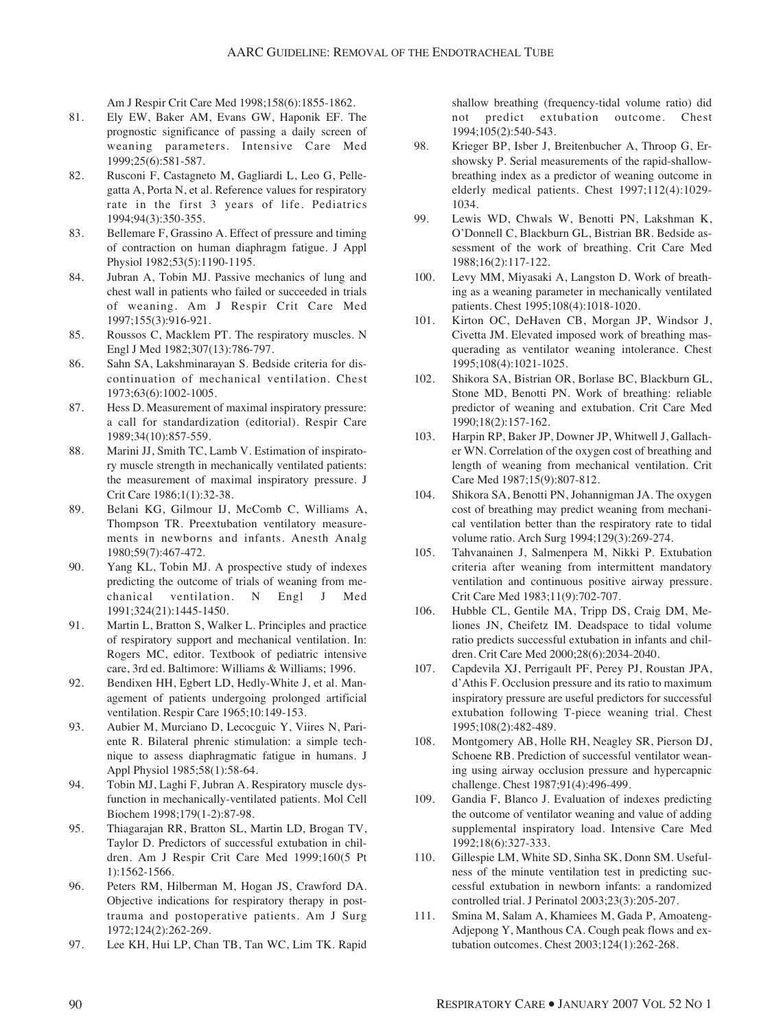Am J Respir Crit Care Med 1998;158(6):1855-1862.

81. Ely EW, Baker AM, Evans GW, Haponik EF. The prognostic significance of passing a daily screen of weaning parameters. Intensive Care Med 1999;25(6):581-587.
82. Rusconi F, Castagneto M, Gagliardi L, Leo G, Pellegatta A, Porta N, et al. Reference values for respiratory rate in the first 3 years of life. Pediatrics 1994;94(3):350-355.
83. Bellemare F, Grassino A. Effect of pressure and timing of contraction on human diaphragm fatigue. J Appl Physiol 1982;53(5):1190-1195.
84. Jubran A, Tobin MJ. Passive mechanics of lung and chest wall in patients who failed or succeeded in trials of weaning. Am J Respir Crit Care Med 1997;155(3):916-921.
85. Roussos C, Macklem PT. The respiratory muscles. N Engl J Med 1982;307(13):786-797.
86. Sahn SA, Lakshminarayan S. Bedside criteria for discontinuation of mechanical ventilation. Chest 1973;63(6):1002-1005.
87. Hess D. Measurement of maximal inspiratory pressure: a call for standardization (editorial). Respir Care 1989;34(10):857-559.
88. Marini JJ, Smith TC, Lamb V. Estimation of inspiratory muscle strength in mechanically ventilated patients: the measurement of maximal inspiratory pressure. J Crit Care 1986;1(1):32-38.
89. Belani KG, Gilmour IJ, McComb C, Williams A, Thompson TR. Preextubation ventilatory measurements in newborns and infants. Anesth Analg 1980;59(7):467-472.
90. Yang KL, Tobin MJ. A prospective study of indexes predicting the outcome of trials of weaning from mechanical ventilation. N Engl J Med 1991;324(21):1445-1450.
91. Martin L, Bratton S, Walker L. Principles and practice of respiratory support and mechanical ventilation. In: Rogers MC, editor. Textbook of pediatric intensive care, 3rd ed. Baltimore: Williams & Williams; 1996.
92. Bendixen HH, Egbert LD, Hedly-White J, et al. Management of patients undergoing prolonged artificial ventilation. Respir Care 1965;10:149-153.
93. Aubier M, Murciano D, Lecocguic Y, Viires N, Pariente R. Bilateral phrenic stimulation: a simple technique to assess diaphragmatic fatigue in humans. J Appl Physiol 1985;58(1):58-64.
94. Tobin MJ, Laghi F, Jubran A. Respiratory muscle dysfunction in mechanically-ventilated patients. Mol Cell Biochem 1998;179(1-2):87-98.
95. Thiagarajan RR, Bratton SL, Martin LD, Brogan TV, Taylor D. Predictors of successful extubation in children. Am J Respir Crit Care Med 1999;160(5 Pt 1):1562-1566.
96. Peters RM, Hilberman M, Hogan JS, Crawford DA. Objective indications for respiratory therapy in post-trauma and postoperative patients. Am J Surg 1972;124(2):262-269.
97. Lee KH, Hui LP, Chan TB, Tan WC, Lim TK. Rapid shallow breathing (frequency-tidal volume ratio) did not predict extubation outcome. Chest 1994;105(2):540-543.
98. Krieger BP, Isber J, Breitenbucher A, Throop G, Ershowsky P. Serial measurements of the rapid-shallow-breathing index as a predictor of weaning outcome in elderly medical patients. Chest 1997;112(4):1029-1034.
99. Lewis WD, Chwals W, Benotti PN, Lakshman K, O'Donnell C, Blackburn GL, Bistrian BR. Bedside assessment of the work of breathing. Crit Care Med 1988;16(2):117-122.
100. Levy MM, Miyasaki A, Langston D. Work of breathing as a weaning parameter in mechanically ventilated patients. Chest 1995;108(4):1018-1020.
101. Kirton OC, DeHaven CB, Morgan JP, Windsor J, Civetta JM. Elevated imposed work of breathing masquerading as ventilator weaning intolerance. Chest 1995;108(4):1021-1025.
102. Shikora SA, Bistrian OR, Borlase BC, Blackburn GL, Stone MD, Benotti PN. Work of breathing: reliable predictor of weaning and extubation. Crit Care Med 1990;18(2):157-162.
103. Harpin RP, Baker JP, Downer JP, Whitwell J, Gallacher WN. Correlation of the oxygen cost of breathing and length of weaning from mechanical ventilation. Crit Care Med 1987;15(9):807-812.
104. Shikora SA, Benotti PN, Johannigman JA. The oxygen cost of breathing may predict weaning from mechanical ventilation better than the respiratory rate to tidal volume ratio. Arch Surg 1994;129(3):269-274.
105. Tahvanainen J, Salmenpera M, Nikki P. Extubation criteria after weaning from intermittent mandatory ventilation and continuous positive airway pressure. Crit Care Med 1983;11(9):702-707.
106. Hubble CL, Gentile MA, Tripp DS, Craig DM, Meliones JN, Cheifetz IM. Deadspace to tidal volume ratio predicts successful extubation in infants and children. Crit Care Med 2000;28(6):2034-2040.
107. Capdevila XJ, Perrigault PF, Perey PJ, Roustan JPA, d'Athis F. Occlusion pressure and its ratio to maximum inspiratory pressure are useful predictors for successful extubation following T-piece weaning trial. Chest 1995;108(2):482-489.
108. Montgomery AB, Holle RH, Neagley SR, Pierson DJ, Schoene RB. Prediction of successful ventilator weaning using airway occlusion pressure and hypercapnic challenge. Chest 1987;91(4):496-499.
109. Gandia F, Blanco J. Evaluation of indexes predicting the outcome of ventilator weaning and value of adding supplemental inspiratory load. Intensive Care Med 1992;18(6):327-333.
110. Gillespie LM, White SD, Sinha SK, Donn SM. Usefulness of the minute ventilation test in predicting successful extubation in newborn infants: a randomized controlled trial. J Perinatol 2003;23(3):205-207.
111. Smina M, Salam A, Khamiees M, Gada P, Amoateng-Adjepong Y, Manthous CA. Cough peak flows and extubation outcomes. Chest 2003;124(1):262-268.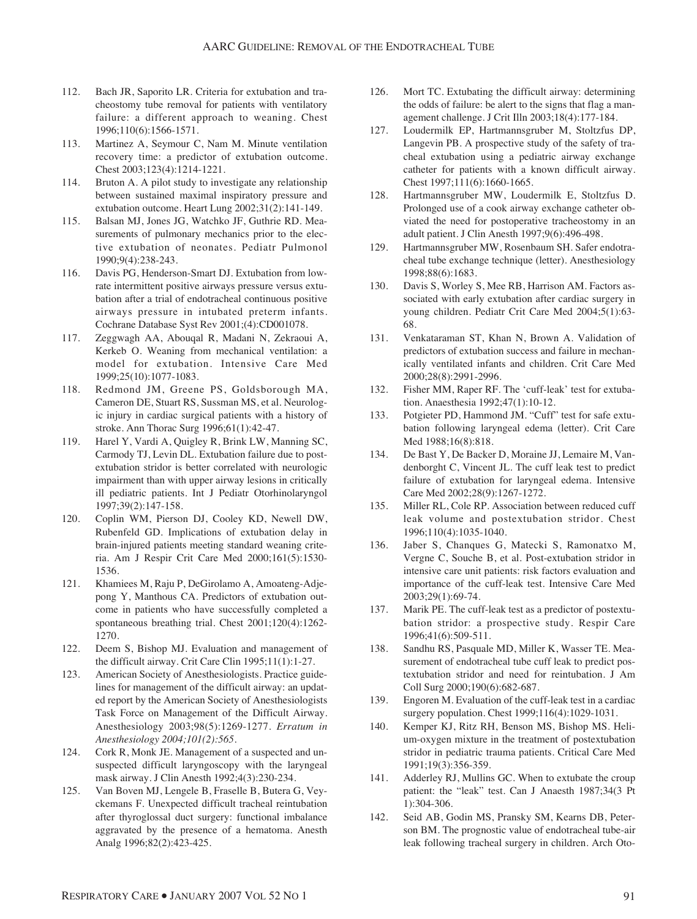112. Bach JR, Saporito LR. Criteria for extubation and tracheostomy tube removal for patients with ventilatory failure: a different approach to weaning. Chest 1996;110(6):1566-1571.
113. Martinez A, Seymour C, Nam M. Minute ventilation recovery time: a predictor of extubation outcome. Chest 2003;123(4):1214-1221.
114. Bruton A. A pilot study to investigate any relationship between sustained maximal inspiratory pressure and extubation outcome. Heart Lung 2002;31(2):141-149.
115. Balsan MJ, Jones JG, Watchko JF, Guthrie RD. Measurements of pulmonary mechanics prior to the elective extubation of neonates. Pediatr Pulmonol 1990;9(4):238-243.
116. Davis PG, Henderson-Smart DJ. Extubation from low-rate intermittent positive airways pressure versus extubation after a trial of endotracheal continuous positive airways pressure in intubated preterm infants. Cochrane Database Syst Rev 2001;(4):CD001078.
117. Zeggwagh AA, Abouqal R, Madani N, Zekraoui A, Kerkeb O. Weaning from mechanical ventilation: a model for extubation. Intensive Care Med 1999;25(10):1077-1083.
118. Redmond JM, Greene PS, Goldsborough MA, Cameron DE, Stuart RS, Sussman MS, et al. Neurologic injury in cardiac surgical patients with a history of stroke. Ann Thorac Surg 1996;61(1):42-47.
119. Harel Y, Vardi A, Quigley R, Brink LW, Manning SC, Carmody TJ, Levin DL. Extubation failure due to post-extubation stridor is better correlated with neurologic impairment than with upper airway lesions in critically ill pediatric patients. Int J Pediatr Otorhinolaryngol 1997;39(2):147-158.
120. Coplin WM, Pierson DJ, Cooley KD, Newell DW, Rubenfeld GD. Implications of extubation delay in brain-injured patients meeting standard weaning criteria. Am J Respir Crit Care Med 2000;161(5):1530-1536.
121. Khamiees M, Raju P, DeGirolamo A, Amoateng-Adjepong Y, Manthous CA. Predictors of extubation outcome in patients who have successfully completed a spontaneous breathing trial. Chest 2001;120(4):1262-1270.
122. Deem S, Bishop MJ. Evaluation and management of the difficult airway. Crit Care Clin 1995;11(1):1-27.
123. American Society of Anesthesiologists. Practice guidelines for management of the difficult airway: an updated report by the American Society of Anesthesiologists Task Force on Management of the Difficult Airway. Anesthesiology 2003;98(5):1269-1277. *Erratum in Anesthesiology 2004;101(2):565.*
124. Cork R, Monk JE. Management of a suspected and unsuspected difficult laryngoscopy with the laryngeal mask airway. J Clin Anesth 1992;4(3):230-234.
125. Van Boven MJ, Lengele B, Fraselle B, Butera G, Veyckemans F. Unexpected difficult tracheal reintubation after thyroglossal duct surgery: functional imbalance aggravated by the presence of a hematoma. Anesth Analg 1996;82(2):423-425.
126. Mort TC. Extubating the difficult airway: determining the odds of failure: be alert to the signs that flag a management challenge. J Crit Illn 2003;18(4):177-184.
127. Loudermilk EP, Hartmannsgruber M, Stoltzfus DP, Langevin PB. A prospective study of the safety of tracheal extubation using a pediatric airway exchange catheter for patients with a known difficult airway. Chest 1997;111(6):1660-1665.
128. Hartmannsgruber MW, Loudermilk E, Stoltzfus D. Prolonged use of a cook airway exchange catheter obviated the need for postoperative tracheostomy in an adult patient. J Clin Anesth 1997;9(6):496-498.
129. Hartmannsgruber MW, Rosenbaum SH. Safer endotracheal tube exchange technique (letter). Anesthesiology 1998;88(6):1683.
130. Davis S, Worley S, Mee RB, Harrison AM. Factors associated with early extubation after cardiac surgery in young children. Pediatr Crit Care Med 2004;5(1):63-68.
131. Venkataraman ST, Khan N, Brown A. Validation of predictors of extubation success and failure in mechanically ventilated infants and children. Crit Care Med 2000;28(8):2991-2996.
132. Fisher MM, Raper RF. The 'cuff-leak' test for extubation. Anaesthesia 1992;47(1):10-12.
133. Potgieter PD, Hammond JM. "Cuff" test for safe extubation following laryngeal edema (letter). Crit Care Med 1988;16(8):818.
134. De Bast Y, De Backer D, Moraine JJ, Lemaire M, Vandenborght C, Vincent JL. The cuff leak test to predict failure of extubation for laryngeal edema. Intensive Care Med 2002;28(9):1267-1272.
135. Miller RL, Cole RP. Association between reduced cuff leak volume and postextubation stridor. Chest 1996;110(4):1035-1040.
136. Jaber S, Chanques G, Matecki S, Ramonatxo M, Vergne C, Souche B, et al. Post-extubation stridor in intensive care unit patients: risk factors evaluation and importance of the cuff-leak test. Intensive Care Med 2003;29(1):69-74.
137. Marik PE. The cuff-leak test as a predictor of postextubation stridor: a prospective study. Respir Care 1996;41(6):509-511.
138. Sandhu RS, Pasquale MD, Miller K, Wasser TE. Measurement of endotracheal tube cuff leak to predict postextubation stridor and need for reintubation. J Am Coll Surg 2000;190(6):682-687.
139. Engoren M. Evaluation of the cuff-leak test in a cardiac surgery population. Chest 1999;116(4):1029-1031.
140. Kemper KJ, Ritz RH, Benson MS, Bishop MS. Helium-oxygen mixture in the treatment of postextubation stridor in pediatric trauma patients. Critical Care Med 1991;19(3):356-359.
141. Adderley RJ, Mullins GC. When to extubate the croup patient: the "leak" test. Can J Anaesth 1987;34(3 Pt 1):304-306.
142. Seid AB, Godin MS, Pransky SM, Kearns DB, Peterson BM. The prognostic value of endotracheal tube-air leak following tracheal surgery in children. Arch Oto-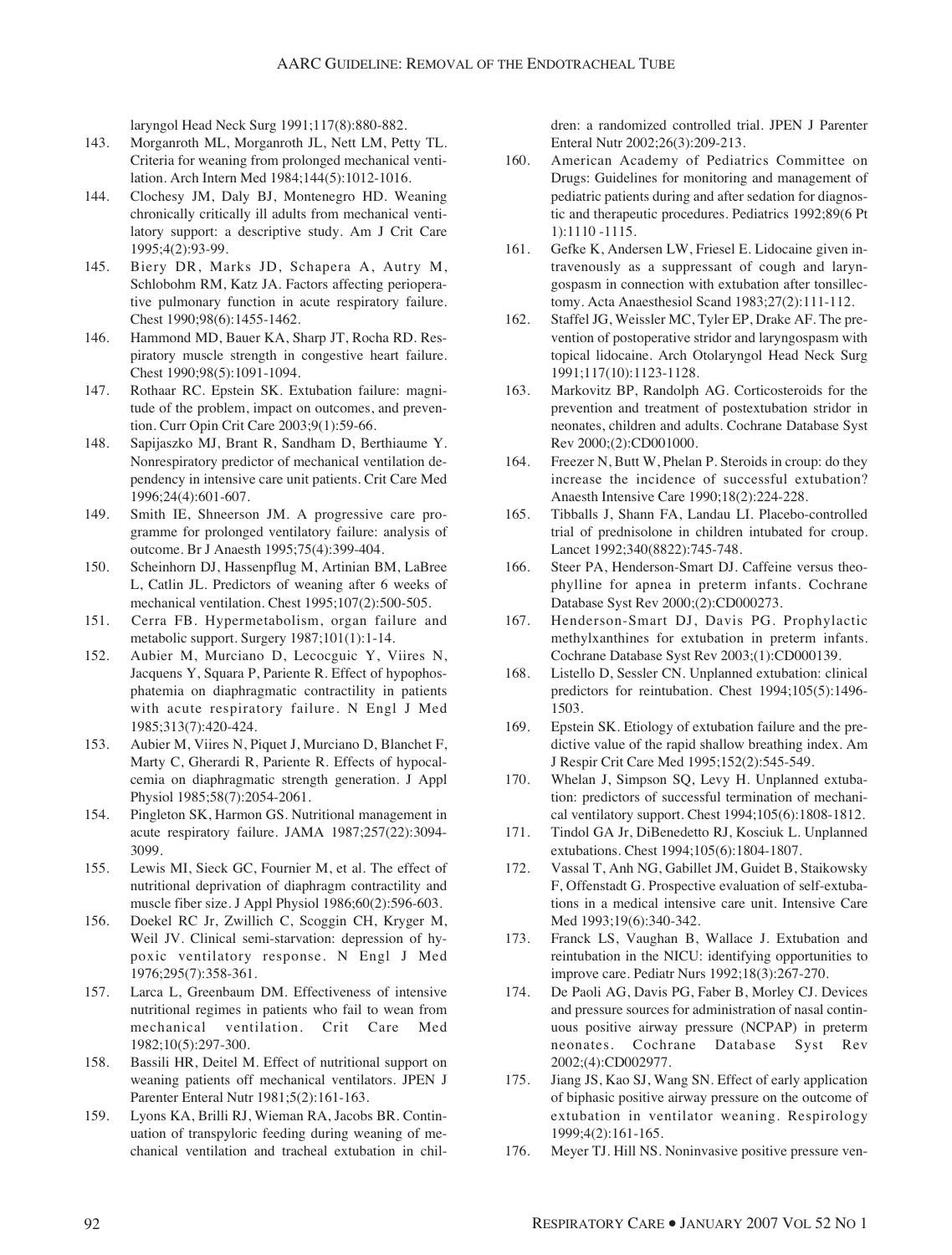laryngol Head Neck Surg 1991;117(8):880-882.

143. Morganroth ML, Morganroth JL, Nett LM, Petty TL. Criteria for weaning from prolonged mechanical ventilation. Arch Intern Med 1984;144(5):1012-1016.
144. Clochesy JM, Daly BJ, Montenegro HD. Weaning chronically critically ill adults from mechanical ventilatory support: a descriptive study. Am J Crit Care 1995;4(2):93-99.
145. Biery DR, Marks JD, Schapera A, Autry M, Schlobohm RM, Katz JA. Factors affecting perioperative pulmonary function in acute respiratory failure. Chest 1990;98(6):1455-1462.
146. Hammond MD, Bauer KA, Sharp JT, Rocha RD. Respiratory muscle strength in congestive heart failure. Chest 1990;98(5):1091-1094.
147. Rothaar RC. Epstein SK. Extubation failure: magnitude of the problem, impact on outcomes, and prevention. Curr Opin Crit Care 2003;9(1):59-66.
148. Sapijaszko MJ, Brant R, Sandham D, Berthiaume Y. Nonrespiratory predictor of mechanical ventilation dependency in intensive care unit patients. Crit Care Med 1996;24(4):601-607.
149. Smith IE, Shneerson JM. A progressive care programme for prolonged ventilatory failure: analysis of outcome. Br J Anaesth 1995;75(4):399-404.
150. Scheinhorn DJ, Hassenpflug M, Artinian BM, LaBree L, Catlin JL. Predictors of weaning after 6 weeks of mechanical ventilation. Chest 1995;107(2):500-505.
151. Cerra FB. Hypermetabolism, organ failure and metabolic support. Surgery 1987;101(1):1-14.
152. Aubier M, Murciano D, Lecocguic Y, Viires N, Jacquens Y, Squara P, Pariente R. Effect of hypophosphatemia on diaphragmatic contractility in patients with acute respiratory failure. N Engl J Med 1985;313(7):420-424.
153. Aubier M, Viires N, Piquet J, Murciano D, Blanchet F, Marty C, Gherardi R, Pariente R. Effects of hypocalcemia on diaphragmatic strength generation. J Appl Physiol 1985;58(7):2054-2061.
154. Pingleton SK, Harmon GS. Nutritional management in acute respiratory failure. JAMA 1987;257(22):3094-3099.
155. Lewis MI, Sieck GC, Fournier M, et al. The effect of nutritional deprivation of diaphragm contractility and muscle fiber size. J Appl Physiol 1986;60(2):596-603.
156. Doekel RC Jr, Zwillich C, Scoggin CH, Kryger M, Weil JV. Clinical semi-starvation: depression of hypoxic ventilatory response. N Engl J Med 1976;295(7):358-361.
157. Larca L, Greenbaum DM. Effectiveness of intensive nutritional regimes in patients who fail to wean from mechanical ventilation. Crit Care Med 1982;10(5):297-300.
158. Bassili HR, Deitel M. Effect of nutritional support on weaning patients off mechanical ventilators. JPEN J Parenter Enteral Nutr 1981;5(2):161-163.
159. Lyons KA, Brilli RJ, Wieman RA, Jacobs BR. Continuation of transpyloric feeding during weaning of mechanical ventilation and tracheal extubation in children: a randomized controlled trial. JPEN J Parenter Enteral Nutr 2002;26(3):209-213.
160. American Academy of Pediatrics Committee on Drugs: Guidelines for monitoring and management of pediatric patients during and after sedation for diagnostic and therapeutic procedures. Pediatrics 1992;89(6 Pt 1):1110 -1115.
161. Gefke K, Andersen LW, Friesel E. Lidocaine given intravenously as a suppressant of cough and laryngospasm in connection with extubation after tonsillectomy. Acta Anaesthesiol Scand 1983;27(2):111-112.
162. Staffel JG, Weissler MC, Tyler EP, Drake AF. The prevention of postoperative stridor and laryngospasm with topical lidocaine. Arch Otolaryngol Head Neck Surg 1991;117(10):1123-1128.
163. Markovitz BP, Randolph AG. Corticosteroids for the prevention and treatment of postextubation stridor in neonates, children and adults. Cochrane Database Syst Rev 2000;(2):CD001000.
164. Freezer N, Butt W, Phelan P. Steroids in croup: do they increase the incidence of successful extubation? Anaesth Intensive Care 1990;18(2):224-228.
165. Tibballs J, Shann FA, Landau LI. Placebo-controlled trial of prednisolone in children intubated for croup. Lancet 1992;340(8822):745-748.
166. Steer PA, Henderson-Smart DJ. Caffeine versus theophylline for apnea in preterm infants. Cochrane Database Syst Rev 2000;(2):CD000273.
167. Henderson-Smart DJ, Davis PG. Prophylactic methylxanthines for extubation in preterm infants. Cochrane Database Syst Rev 2003;(1):CD000139.
168. Listello D, Sessler CN. Unplanned extubation: clinical predictors for reintubation. Chest 1994;105(5):1496-1503.
169. Epstein SK. Etiology of extubation failure and the predictive value of the rapid shallow breathing index. Am J Respir Crit Care Med 1995;152(2):545-549.
170. Whelan J, Simpson SQ, Levy H. Unplanned extubation: predictors of successful termination of mechanical ventilatory support. Chest 1994;105(6):1808-1812.
171. Tindol GA Jr, DiBenedetto RJ, Kosciuk L. Unplanned extubations. Chest 1994;105(6):1804-1807.
172. Vassal T, Anh NG, Gabillet JM, Guidet B, Staikowsky F, Offenstadt G. Prospective evaluation of self-extubations in a medical intensive care unit. Intensive Care Med 1993;19(6):340-342.
173. Franck LS, Vaughan B, Wallace J. Extubation and reintubation in the NICU: identifying opportunities to improve care. Pediatr Nurs 1992;18(3):267-270.
174. De Paoli AG, Davis PG, Faber B, Morley CJ. Devices and pressure sources for administration of nasal continuous positive airway pressure (NCPAP) in preterm neonates. Cochrane Database Syst Rev 2002;(4):CD002977.
175. Jiang JS, Kao SJ, Wang SN. Effect of early application of biphasic positive airway pressure on the outcome of extubation in ventilator weaning. Respirology 1999;4(2):161-165.
176. Meyer TJ. Hill NS. Noninvasive positive pressure ven-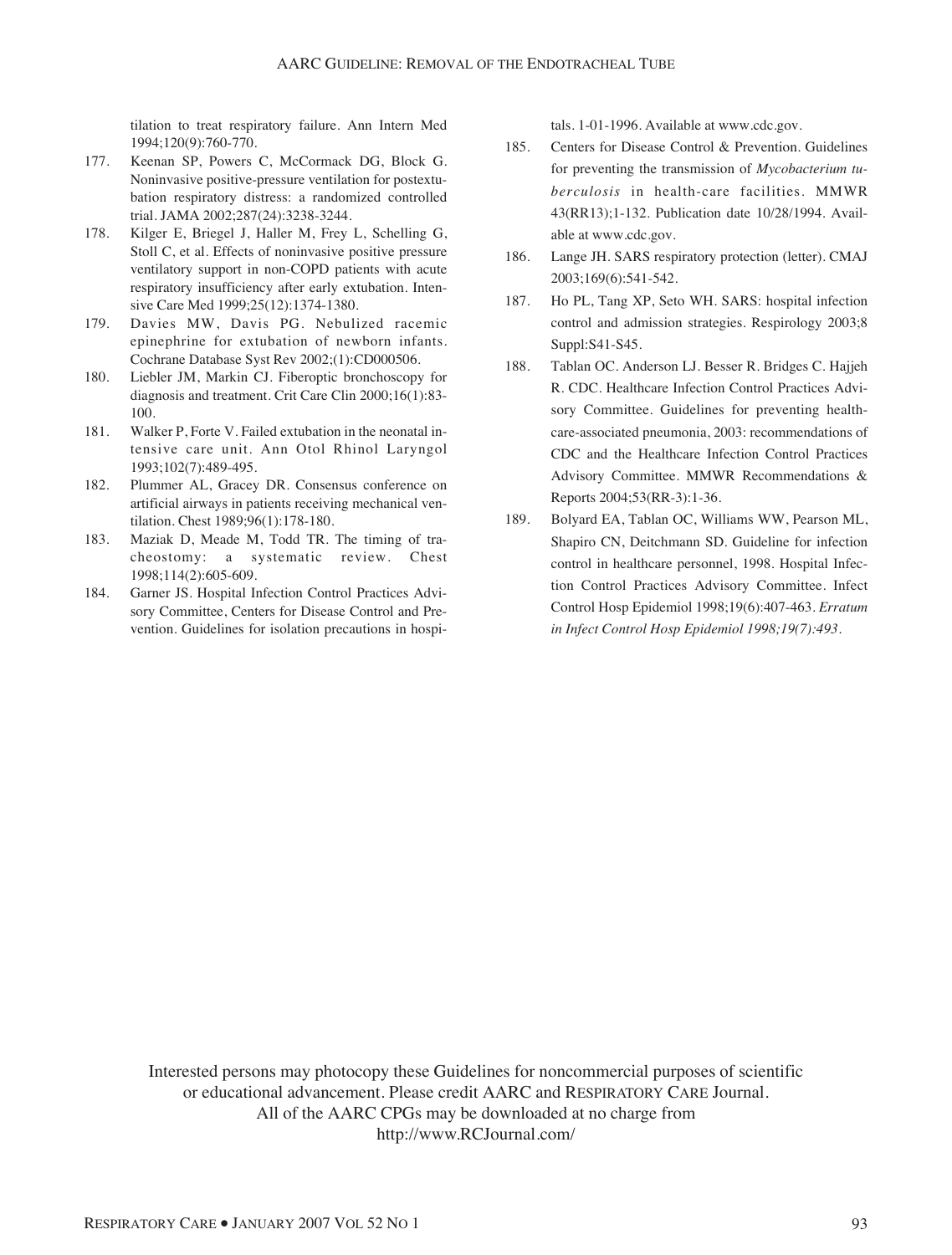tilation to treat respiratory failure. Ann Intern Med 1994;120(9):760-770.

177. Keenan SP, Powers C, McCormack DG, Block G. Noninvasive positive-pressure ventilation for postextubation respiratory distress: a randomized controlled trial. JAMA 2002;287(24):3238-3244.
178. Kilger E, Briegel J, Haller M, Frey L, Schelling G, Stoll C, et al. Effects of noninvasive positive pressure ventilatory support in non-COPD patients with acute respiratory insufficiency after early extubation. Intensive Care Med 1999;25(12):1374-1380.
179. Davies MW, Davis PG. Nebulized racemic epinephrine for extubation of newborn infants. Cochrane Database Syst Rev 2002;(1):CD000506.
180. Liebler JM, Markin CJ. Fiberoptic bronchoscopy for diagnosis and treatment. Crit Care Clin 2000;16(1):83-100.
181. Walker P, Forte V. Failed extubation in the neonatal intensive care unit. Ann Otol Rhinol Laryngol 1993;102(7):489-495.
182. Plummer AL, Gracey DR. Consensus conference on artificial airways in patients receiving mechanical ventilation. Chest 1989;96(1):178-180.
183. Maziak D, Meade M, Todd TR. The timing of tracheostomy: a systematic review. Chest 1998;114(2):605-609.
184. Garner JS. Hospital Infection Control Practices Advisory Committee, Centers for Disease Control and Prevention. Guidelines for isolation precautions in hospitals. 1-01-1996. Available at www.cdc.gov.
185. Centers for Disease Control & Prevention. Guidelines for preventing the transmission of *Mycobacterium tuberculosis* in health-care facilities. MMWR 43(RR13);1-132. Publication date 10/28/1994. Available at www.cdc.gov.
186. Lange JH. SARS respiratory protection (letter). CMAJ 2003;169(6):541-542.
187. Ho PL, Tang XP, Seto WH. SARS: hospital infection control and admission strategies. Respirology 2003;8 Suppl:S41-S45.
188. Tablan OC. Anderson LJ. Besser R. Bridges C. Hajjeh R. CDC. Healthcare Infection Control Practices Advisory Committee. Guidelines for preventing health-care-associated pneumonia, 2003: recommendations of CDC and the Healthcare Infection Control Practices Advisory Committee. MMWR Recommendations & Reports 2004;53(RR-3):1-36.
189. Bolyard EA, Tablan OC, Williams WW, Pearson ML, Shapiro CN, Deitchmann SD. Guideline for infection control in healthcare personnel, 1998. Hospital Infection Control Practices Advisory Committee. Infect Control Hosp Epidemiol 1998;19(6):407-463. *Erratum in Infect Control Hosp Epidemiol 1998;19(7):493.*

Interested persons may photocopy these Guidelines for noncommercial purposes of scientific or educational advancement. Please credit AARC and RESPIRATORY CARE Journal.
All of the AARC CPGs may be downloaded at no charge from
http://www.RCJournal.com/